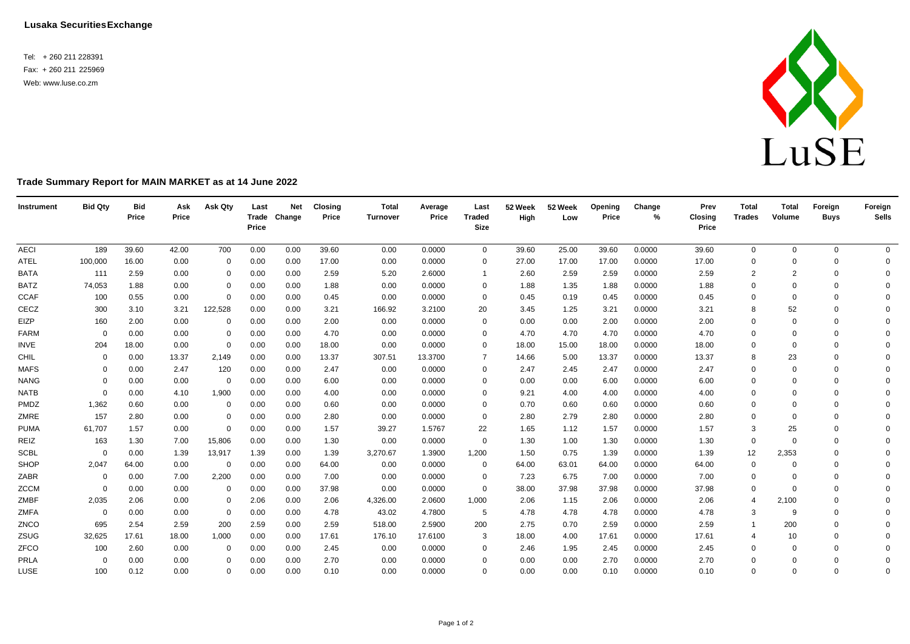**Lusaka Securities Exchange**

Tel: + 260 211 228391
Fax: + 260 211 225969
Web: www.luse.co.zm

## Trade Summary Report for MAIN MARKET as at 14 June 2022

| Instrument | Bid Qty | Bid Price | Ask Price | Ask Qty | Last Trade Price | Net Change | Closing Price | Total Turnover | Average Price | Last Traded Size | 52 Week High | 52 Week Low | Opening Price | Change % | Prev Closing Price | Total Trades | Total Volume | Foreign Buys | Foreign Sells |
|---|---|---|---|---|---|---|---|---|---|---|---|---|---|---|---|---|---|---|---|
| AECI | 189 | 39.60 | 42.00 | 700 | 0.00 | 0.00 | 39.60 | 0.00 | 0.0000 | 0 | 39.60 | 25.00 | 39.60 | 0.0000 | 39.60 | 0 | 0 | 0 | 0 |
| ATEL | 100,000 | 16.00 | 0.00 | 0 | 0.00 | 0.00 | 17.00 | 0.00 | 0.0000 | 0 | 27.00 | 17.00 | 17.00 | 0.0000 | 17.00 | 0 | 0 | 0 | 0 |
| BATA | 111 | 2.59 | 0.00 | 0 | 0.00 | 0.00 | 2.59 | 5.20 | 2.6000 | 1 | 2.60 | 2.59 | 2.59 | 0.0000 | 2.59 | 2 | 2 | 0 | 0 |
| BATZ | 74,053 | 1.88 | 0.00 | 0 | 0.00 | 0.00 | 1.88 | 0.00 | 0.0000 | 0 | 1.88 | 1.35 | 1.88 | 0.0000 | 1.88 | 0 | 0 | 0 | 0 |
| CCAF | 100 | 0.55 | 0.00 | 0 | 0.00 | 0.00 | 0.45 | 0.00 | 0.0000 | 0 | 0.45 | 0.19 | 0.45 | 0.0000 | 0.45 | 0 | 0 | 0 | 0 |
| CECZ | 300 | 3.10 | 3.21 | 122,528 | 0.00 | 0.00 | 3.21 | 166.92 | 3.2100 | 20 | 3.45 | 1.25 | 3.21 | 0.0000 | 3.21 | 8 | 52 | 0 | 0 |
| EIZP | 160 | 2.00 | 0.00 | 0 | 0.00 | 0.00 | 2.00 | 0.00 | 0.0000 | 0 | 0.00 | 0.00 | 2.00 | 0.0000 | 2.00 | 0 | 0 | 0 | 0 |
| FARM | 0 | 0.00 | 0.00 | 0 | 0.00 | 0.00 | 4.70 | 0.00 | 0.0000 | 0 | 4.70 | 4.70 | 4.70 | 0.0000 | 4.70 | 0 | 0 | 0 | 0 |
| INVE | 204 | 18.00 | 0.00 | 0 | 0.00 | 0.00 | 18.00 | 0.00 | 0.0000 | 0 | 18.00 | 15.00 | 18.00 | 0.0000 | 18.00 | 0 | 0 | 0 | 0 |
| CHIL | 0 | 0.00 | 13.37 | 2,149 | 0.00 | 0.00 | 13.37 | 307.51 | 13.3700 | 7 | 14.66 | 5.00 | 13.37 | 0.0000 | 13.37 | 8 | 23 | 0 | 0 |
| MAFS | 0 | 0.00 | 2.47 | 120 | 0.00 | 0.00 | 2.47 | 0.00 | 0.0000 | 0 | 2.47 | 2.45 | 2.47 | 0.0000 | 2.47 | 0 | 0 | 0 | 0 |
| NANG | 0 | 0.00 | 0.00 | 0 | 0.00 | 0.00 | 6.00 | 0.00 | 0.0000 | 0 | 0.00 | 0.00 | 6.00 | 0.0000 | 6.00 | 0 | 0 | 0 | 0 |
| NATB | 0 | 0.00 | 4.10 | 1,900 | 0.00 | 0.00 | 4.00 | 0.00 | 0.0000 | 0 | 9.21 | 4.00 | 4.00 | 0.0000 | 4.00 | 0 | 0 | 0 | 0 |
| PMDZ | 1,362 | 0.60 | 0.00 | 0 | 0.00 | 0.00 | 0.60 | 0.00 | 0.0000 | 0 | 0.70 | 0.60 | 0.60 | 0.0000 | 0.60 | 0 | 0 | 0 | 0 |
| ZMRE | 157 | 2.80 | 0.00 | 0 | 0.00 | 0.00 | 2.80 | 0.00 | 0.0000 | 0 | 2.80 | 2.79 | 2.80 | 0.0000 | 2.80 | 0 | 0 | 0 | 0 |
| PUMA | 61,707 | 1.57 | 0.00 | 0 | 0.00 | 0.00 | 1.57 | 39.27 | 1.5767 | 22 | 1.65 | 1.12 | 1.57 | 0.0000 | 1.57 | 3 | 25 | 0 | 0 |
| REIZ | 163 | 1.30 | 7.00 | 15,806 | 0.00 | 0.00 | 1.30 | 0.00 | 0.0000 | 0 | 1.30 | 1.00 | 1.30 | 0.0000 | 1.30 | 0 | 0 | 0 | 0 |
| SCBL | 0 | 0.00 | 1.39 | 13,917 | 1.39 | 0.00 | 1.39 | 3,270.67 | 1.3900 | 1,200 | 1.50 | 0.75 | 1.39 | 0.0000 | 1.39 | 12 | 2,353 | 0 | 0 |
| SHOP | 2,047 | 64.00 | 0.00 | 0 | 0.00 | 0.00 | 64.00 | 0.00 | 0.0000 | 0 | 64.00 | 63.01 | 64.00 | 0.0000 | 64.00 | 0 | 0 | 0 | 0 |
| ZABR | 0 | 0.00 | 7.00 | 2,200 | 0.00 | 0.00 | 7.00 | 0.00 | 0.0000 | 0 | 7.23 | 6.75 | 7.00 | 0.0000 | 7.00 | 0 | 0 | 0 | 0 |
| ZCCM | 0 | 0.00 | 0.00 | 0 | 0.00 | 0.00 | 37.98 | 0.00 | 0.0000 | 0 | 38.00 | 37.98 | 37.98 | 0.0000 | 37.98 | 0 | 0 | 0 | 0 |
| ZMBF | 2,035 | 2.06 | 0.00 | 0 | 2.06 | 0.00 | 2.06 | 4,326.00 | 2.0600 | 1,000 | 2.06 | 1.15 | 2.06 | 0.0000 | 2.06 | 4 | 2,100 | 0 | 0 |
| ZMFA | 0 | 0.00 | 0.00 | 0 | 0.00 | 0.00 | 4.78 | 43.02 | 4.7800 | 5 | 4.78 | 4.78 | 4.78 | 0.0000 | 4.78 | 3 | 9 | 0 | 0 |
| ZNCO | 695 | 2.54 | 2.59 | 200 | 2.59 | 0.00 | 2.59 | 518.00 | 2.5900 | 200 | 2.75 | 0.70 | 2.59 | 0.0000 | 2.59 | 1 | 200 | 0 | 0 |
| ZSUG | 32,625 | 17.61 | 18.00 | 1,000 | 0.00 | 0.00 | 17.61 | 176.10 | 17.6100 | 3 | 18.00 | 4.00 | 17.61 | 0.0000 | 17.61 | 4 | 10 | 0 | 0 |
| ZFCO | 100 | 2.60 | 0.00 | 0 | 0.00 | 0.00 | 2.45 | 0.00 | 0.0000 | 0 | 2.46 | 1.95 | 2.45 | 0.0000 | 2.45 | 0 | 0 | 0 | 0 |
| PRLA | 0 | 0.00 | 0.00 | 0 | 0.00 | 0.00 | 2.70 | 0.00 | 0.0000 | 0 | 0.00 | 0.00 | 2.70 | 0.0000 | 2.70 | 0 | 0 | 0 | 0 |
| LUSE | 100 | 0.12 | 0.00 | 0 | 0.00 | 0.00 | 0.10 | 0.00 | 0.0000 | 0 | 0.00 | 0.00 | 0.10 | 0.0000 | 0.10 | 0 | 0 | 0 | 0 |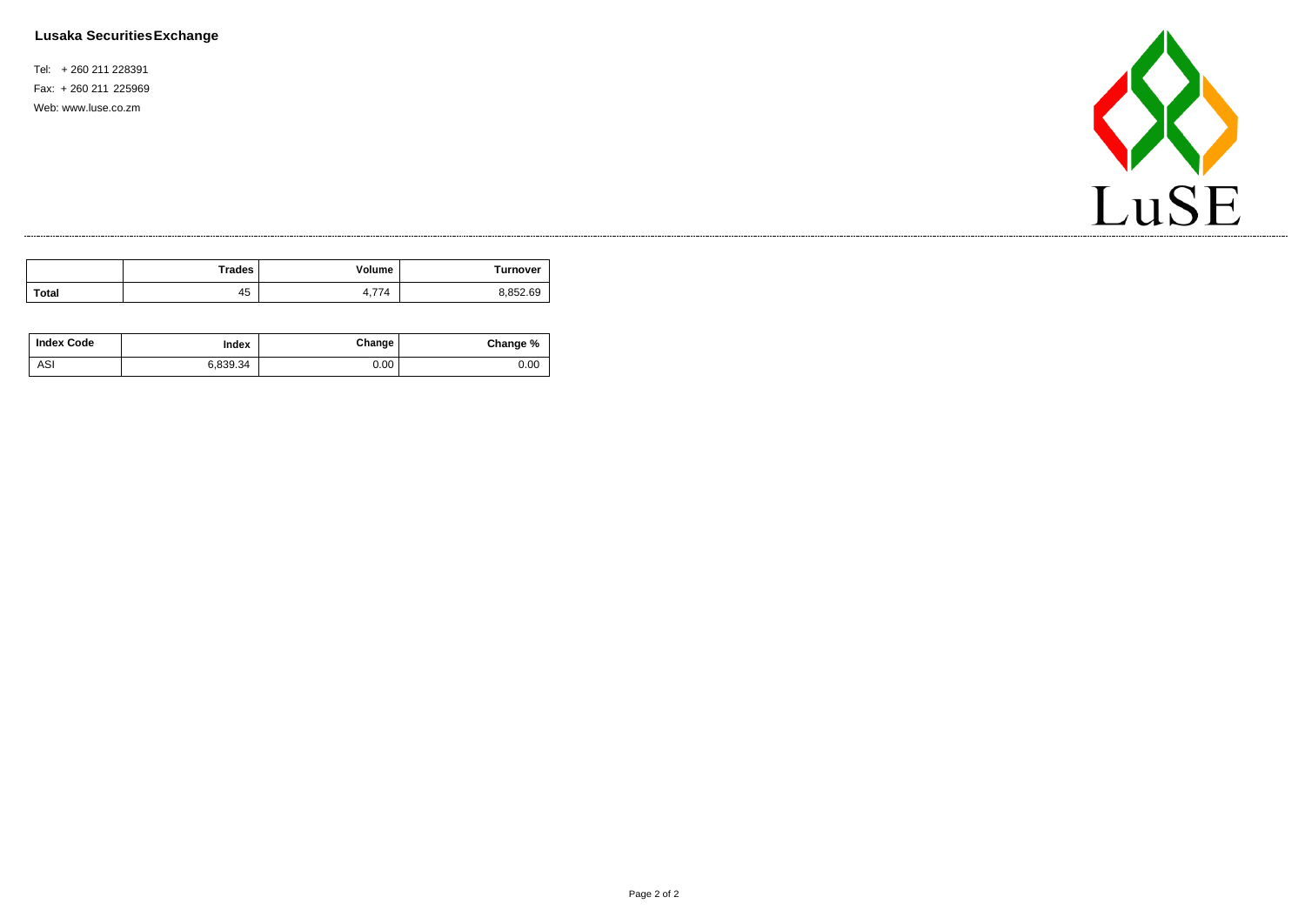**Lusaka Securities Exchange**

Tel: + 260 211 228391

Fax: + 260 211 225969

Web: www.luse.co.zm

LuSE

| | Trades | Volume | Turnover |
|---|---|---|---|
| **Total** | 45 | 4,774 | 8,852.69 |

| Index Code | Index | Change | Change % |
|---|---|---|---|
| ASI | 6,839.34 | 0.00 | 0.00 |